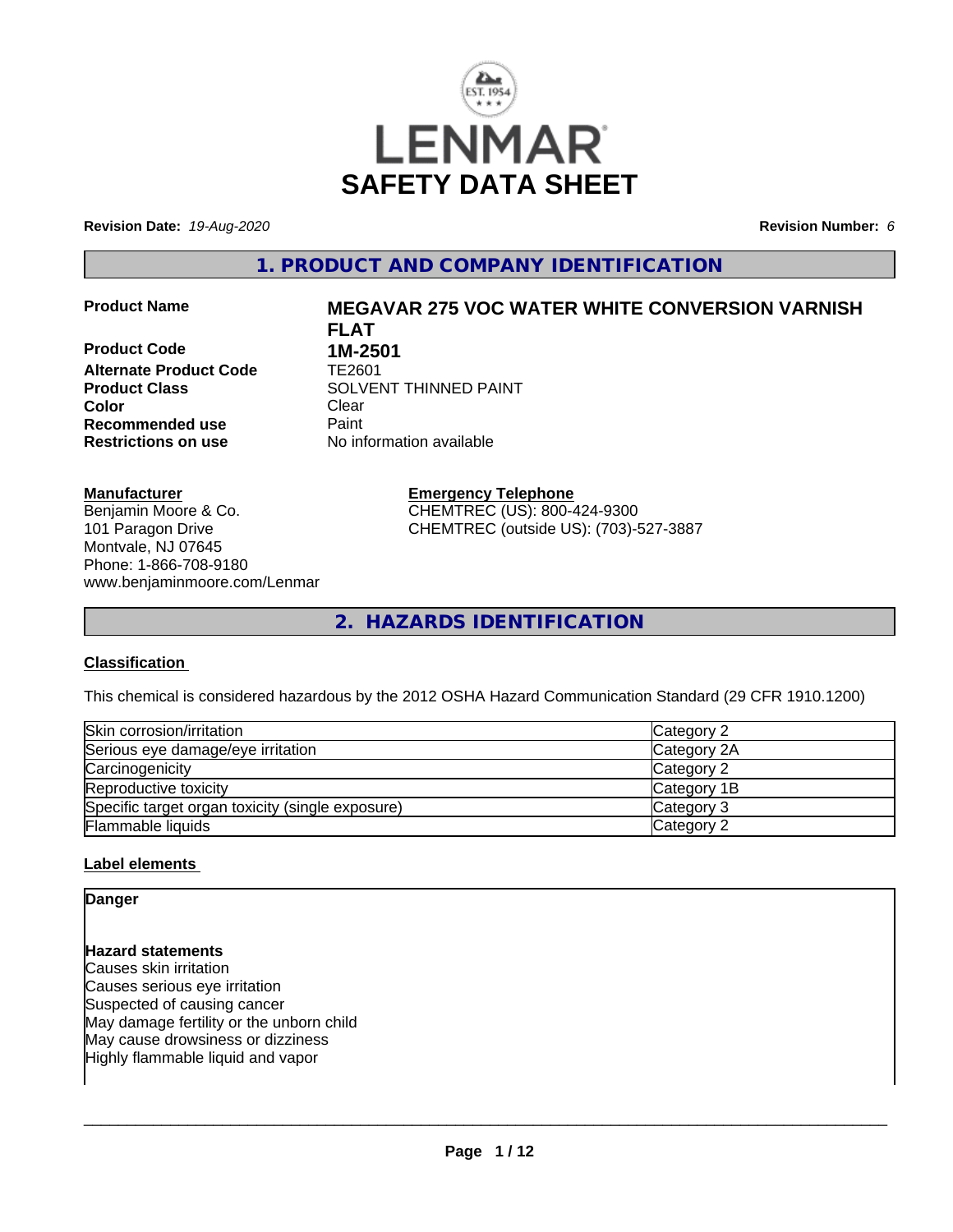# LENMAR SAFETY DATA SHEET

**Revision Date:** *19-Aug-2020* **Revision Number:** *6*

## 1. PRODUCT AND COMPANY IDENTIFICATION

| | |
|---|---|
| **Product Name** | **MEGAVAR 275 VOC WATER WHITE CONVERSION VARNISH FLAT** |
| **Product Code** | **1M-2501** |
| **Alternate Product Code** | TE2601 |
| **Product Class** | SOLVENT THINNED PAINT |
| **Color** | Clear |
| **Recommended use** | Paint |
| **Restrictions on use** | No information available |

**Manufacturer**
Benjamin Moore & Co.
101 Paragon Drive
Montvale, NJ 07645
Phone: 1-866-708-9180
www.benjaminmoore.com/Lenmar

**Emergency Telephone**
CHEMTREC (US): 800-424-9300
CHEMTREC (outside US): (703)-527-3887

## 2. HAZARDS IDENTIFICATION

**Classification**

This chemical is considered hazardous by the 2012 OSHA Hazard Communication Standard (29 CFR 1910.1200)

| | |
|---|---|
| Skin corrosion/irritation | Category 2 |
| Serious eye damage/eye irritation | Category 2A |
| Carcinogenicity | Category 2 |
| Reproductive toxicity | Category 1B |
| Specific target organ toxicity (single exposure) | Category 3 |
| Flammable liquids | Category 2 |

**Label elements**

**Danger**

**Hazard statements**
Causes skin irritation
Causes serious eye irritation
Suspected of causing cancer
May damage fertility or the unborn child
May cause drowsiness or dizziness
Highly flammable liquid and vapor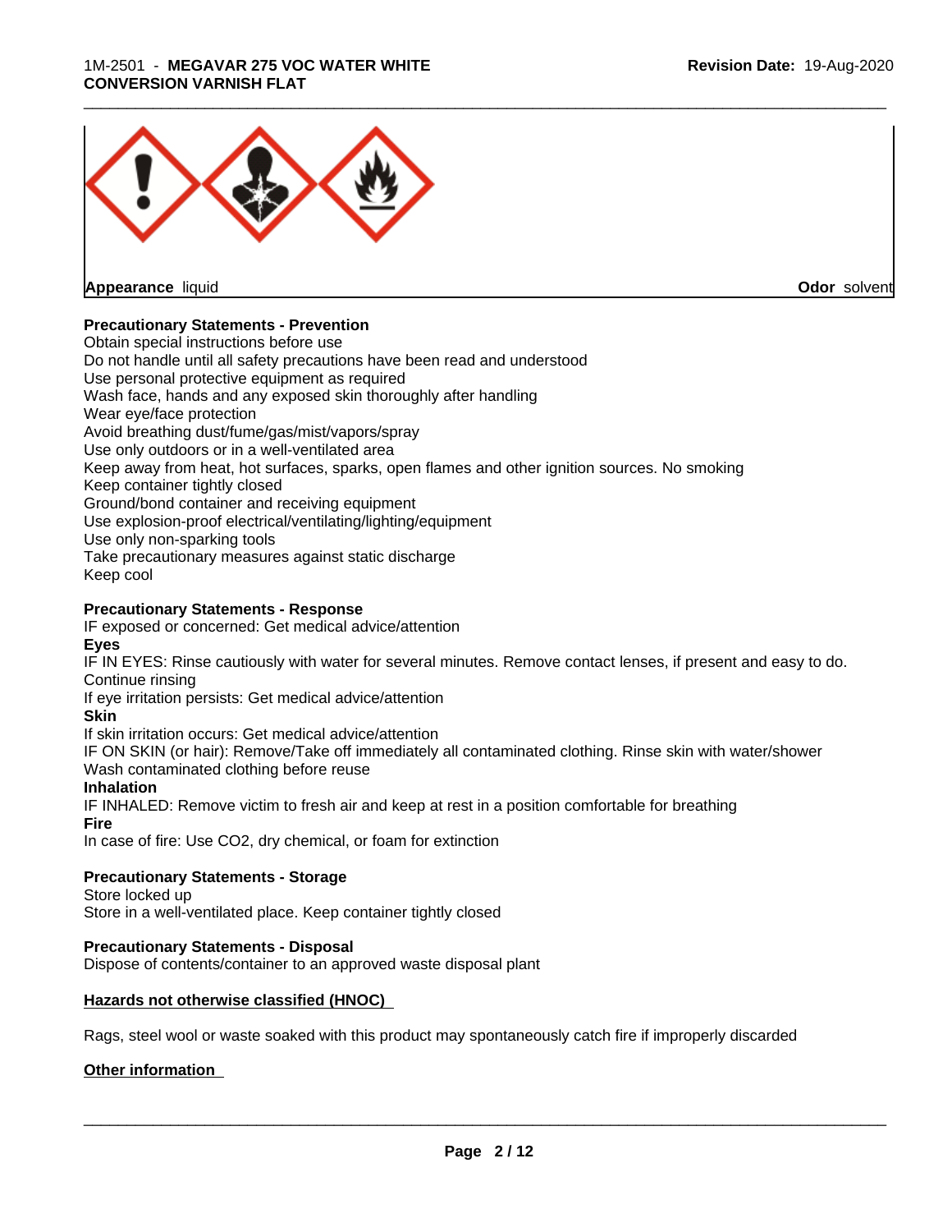**Appearance** liquid **Odor** solvent

**Precautionary Statements - Prevention**

Obtain special instructions before use
Do not handle until all safety precautions have been read and understood
Use personal protective equipment as required
Wash face, hands and any exposed skin thoroughly after handling
Wear eye/face protection
Avoid breathing dust/fume/gas/mist/vapors/spray
Use only outdoors or in a well-ventilated area
Keep away from heat, hot surfaces, sparks, open flames and other ignition sources. No smoking
Keep container tightly closed
Ground/bond container and receiving equipment
Use explosion-proof electrical/ventilating/lighting/equipment
Use only non-sparking tools
Take precautionary measures against static discharge
Keep cool

**Precautionary Statements - Response**

IF exposed or concerned: Get medical advice/attention

**Eyes**

IF IN EYES: Rinse cautiously with water for several minutes. Remove contact lenses, if present and easy to do. Continue rinsing
If eye irritation persists: Get medical advice/attention

**Skin**

If skin irritation occurs: Get medical advice/attention
IF ON SKIN (or hair): Remove/Take off immediately all contaminated clothing. Rinse skin with water/shower
Wash contaminated clothing before reuse

**Inhalation**

IF INHALED: Remove victim to fresh air and keep at rest in a position comfortable for breathing

**Fire**

In case of fire: Use CO2, dry chemical, or foam for extinction

**Precautionary Statements - Storage**

Store locked up
Store in a well-ventilated place. Keep container tightly closed

**Precautionary Statements - Disposal**

Dispose of contents/container to an approved waste disposal plant

**Hazards not otherwise classified (HNOC)**

Rags, steel wool or waste soaked with this product may spontaneously catch fire if improperly discarded

**Other information**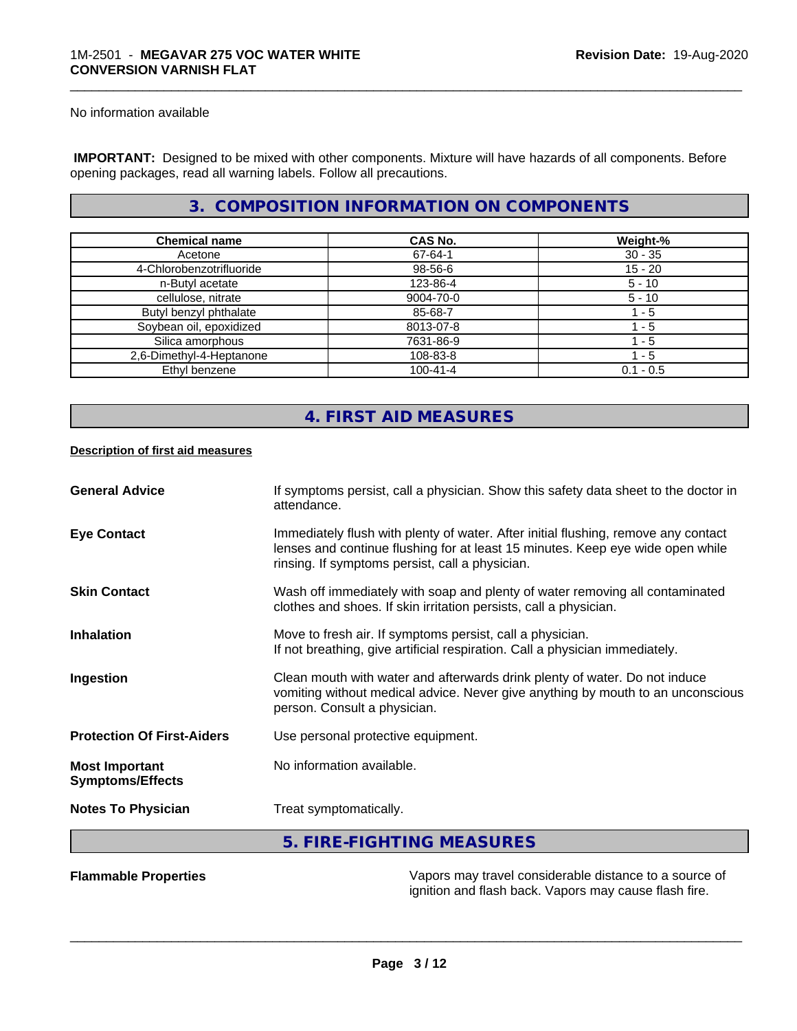No information available

**IMPORTANT:** Designed to be mixed with other components. Mixture will have hazards of all components. Before opening packages, read all warning labels. Follow all precautions.

## 3. COMPOSITION INFORMATION ON COMPONENTS

| Chemical name | CAS No. | Weight-% |
|---|---|---|
| Acetone | 67-64-1 | 30 - 35 |
| 4-Chlorobenzotrifluoride | 98-56-6 | 15 - 20 |
| n-Butyl acetate | 123-86-4 | 5 - 10 |
| cellulose, nitrate | 9004-70-0 | 5 - 10 |
| Butyl benzyl phthalate | 85-68-7 | 1 - 5 |
| Soybean oil, epoxidized | 8013-07-8 | 1 - 5 |
| Silica amorphous | 7631-86-9 | 1 - 5 |
| 2,6-Dimethyl-4-Heptanone | 108-83-8 | 1 - 5 |
| Ethyl benzene | 100-41-4 | 0.1 - 0.5 |

## 4. FIRST AID MEASURES

**Description of first aid measures**

**General Advice** If symptoms persist, call a physician. Show this safety data sheet to the doctor in attendance.

**Eye Contact** Immediately flush with plenty of water. After initial flushing, remove any contact lenses and continue flushing for at least 15 minutes. Keep eye wide open while rinsing. If symptoms persist, call a physician.

**Skin Contact** Wash off immediately with soap and plenty of water removing all contaminated clothes and shoes. If skin irritation persists, call a physician.

**Inhalation** Move to fresh air. If symptoms persist, call a physician.
If not breathing, give artificial respiration. Call a physician immediately.

**Ingestion** Clean mouth with water and afterwards drink plenty of water. Do not induce vomiting without medical advice. Never give anything by mouth to an unconscious person. Consult a physician.

**Protection Of First-Aiders** Use personal protective equipment.

**Most Important Symptoms/Effects** No information available.

**Notes To Physician** Treat symptomatically.

## 5. FIRE-FIGHTING MEASURES

**Flammable Properties** Vapors may travel considerable distance to a source of ignition and flash back. Vapors may cause flash fire.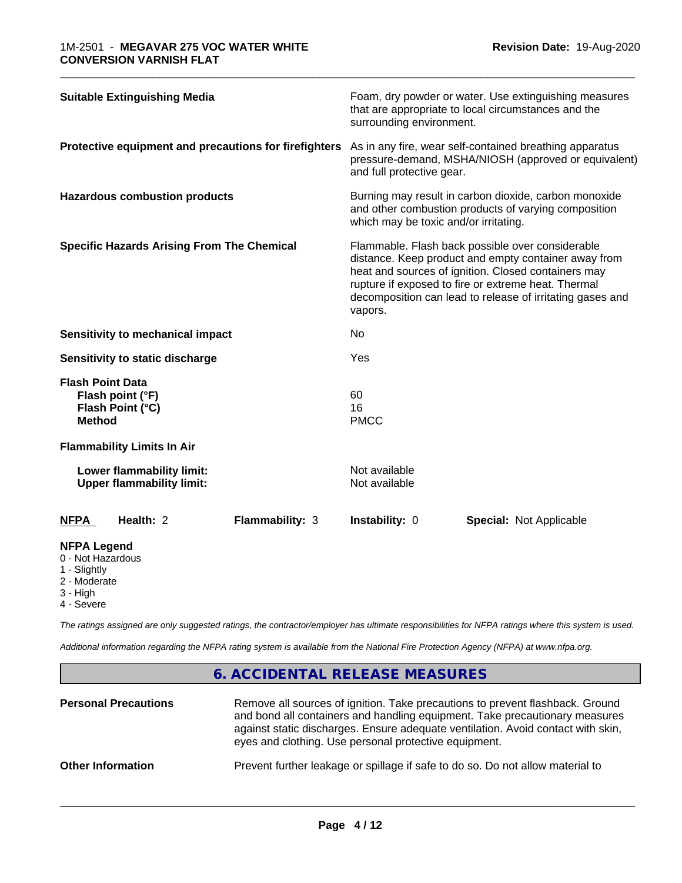| | |
|---|---|
| **Suitable Extinguishing Media** | Foam, dry powder or water. Use extinguishing measures that are appropriate to local circumstances and the surrounding environment. |
| **Protective equipment and precautions for firefighters** | As in any fire, wear self-contained breathing apparatus pressure-demand, MSHA/NIOSH (approved or equivalent) and full protective gear. |
| **Hazardous combustion products** | Burning may result in carbon dioxide, carbon monoxide and other combustion products of varying composition which may be toxic and/or irritating. |
| **Specific Hazards Arising From The Chemical** | Flammable. Flash back possible over considerable distance. Keep product and empty container away from heat and sources of ignition. Closed containers may rupture if exposed to fire or extreme heat. Thermal decomposition can lead to release of irritating gases and vapors. |
| **Sensitivity to mechanical impact** | No |
| **Sensitivity to static discharge** | Yes |

**Flash Point Data**

| | |
|---|---|
| **Flash point (°F)** | 60 |
| **Flash Point (°C)** | 16 |
| **Method** | PMCC |

**Flammability Limits In Air**

| | |
|---|---|
| **Lower flammability limit:** | Not available |
| **Upper flammability limit:** | Not available |

| **NFPA** | **Health:** 2 | **Flammability:** 3 | **Instability:** 0 | **Special:** Not Applicable |
|---|---|---|---|---|

**NFPA Legend**
- 0 - Not Hazardous
- 1 - Slightly
- 2 - Moderate
- 3 - High
- 4 - Severe

*The ratings assigned are only suggested ratings, the contractor/employer has ultimate responsibilities for NFPA ratings where this system is used.*

*Additional information regarding the NFPA rating system is available from the National Fire Protection Agency (NFPA) at www.nfpa.org.*

## 6. ACCIDENTAL RELEASE MEASURES

| | |
|---|---|
| **Personal Precautions** | Remove all sources of ignition. Take precautions to prevent flashback. Ground and bond all containers and handling equipment. Take precautionary measures against static discharges. Ensure adequate ventilation. Avoid contact with skin, eyes and clothing. Use personal protective equipment. |
| **Other Information** | Prevent further leakage or spillage if safe to do so. Do not allow material to |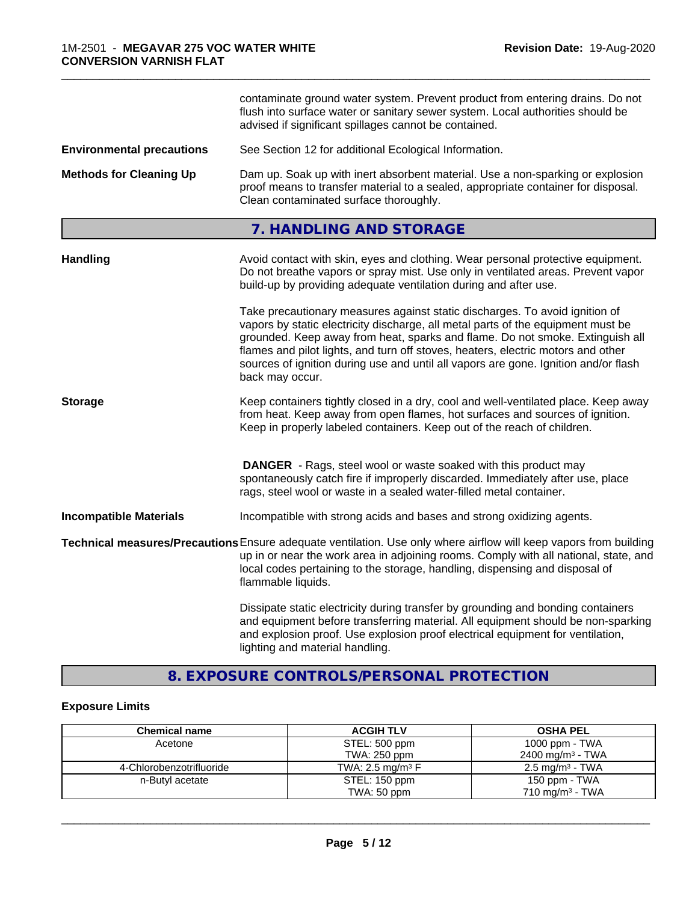contaminate ground water system. Prevent product from entering drains. Do not flush into surface water or sanitary sewer system. Local authorities should be advised if significant spillages cannot be contained.

**Environmental precautions** See Section 12 for additional Ecological Information.

**Methods for Cleaning Up** Dam up. Soak up with inert absorbent material. Use a non-sparking or explosion proof means to transfer material to a sealed, appropriate container for disposal. Clean contaminated surface thoroughly.

## 7. HANDLING AND STORAGE

**Handling** Avoid contact with skin, eyes and clothing. Wear personal protective equipment. Do not breathe vapors or spray mist. Use only in ventilated areas. Prevent vapor build-up by providing adequate ventilation during and after use.

Take precautionary measures against static discharges. To avoid ignition of vapors by static electricity discharge, all metal parts of the equipment must be grounded. Keep away from heat, sparks and flame. Do not smoke. Extinguish all flames and pilot lights, and turn off stoves, heaters, electric motors and other sources of ignition during use and until all vapors are gone. Ignition and/or flash back may occur.

**Storage** Keep containers tightly closed in a dry, cool and well-ventilated place. Keep away from heat. Keep away from open flames, hot surfaces and sources of ignition. Keep in properly labeled containers. Keep out of the reach of children.

**DANGER** - Rags, steel wool or waste soaked with this product may spontaneously catch fire if improperly discarded. Immediately after use, place rags, steel wool or waste in a sealed water-filled metal container.

**Incompatible Materials** Incompatible with strong acids and bases and strong oxidizing agents.

**Technical measures/Precautions** Ensure adequate ventilation. Use only where airflow will keep vapors from building up in or near the work area in adjoining rooms. Comply with all national, state, and local codes pertaining to the storage, handling, dispensing and disposal of flammable liquids.

Dissipate static electricity during transfer by grounding and bonding containers and equipment before transferring material. All equipment should be non-sparking and explosion proof. Use explosion proof electrical equipment for ventilation, lighting and material handling.

## 8. EXPOSURE CONTROLS/PERSONAL PROTECTION

### Exposure Limits

| Chemical name | ACGIH TLV | OSHA PEL |
|---|---|---|
| Acetone | STEL: 500 ppm<br>TWA: 250 ppm | 1000 ppm - TWA<br>2400 mg/m³ - TWA |
| 4-Chlorobenzotrifluoride | TWA: 2.5 mg/m³ F | 2.5 mg/m³ - TWA |
| n-Butyl acetate | STEL: 150 ppm<br>TWA: 50 ppm | 150 ppm - TWA<br>710 mg/m³ - TWA |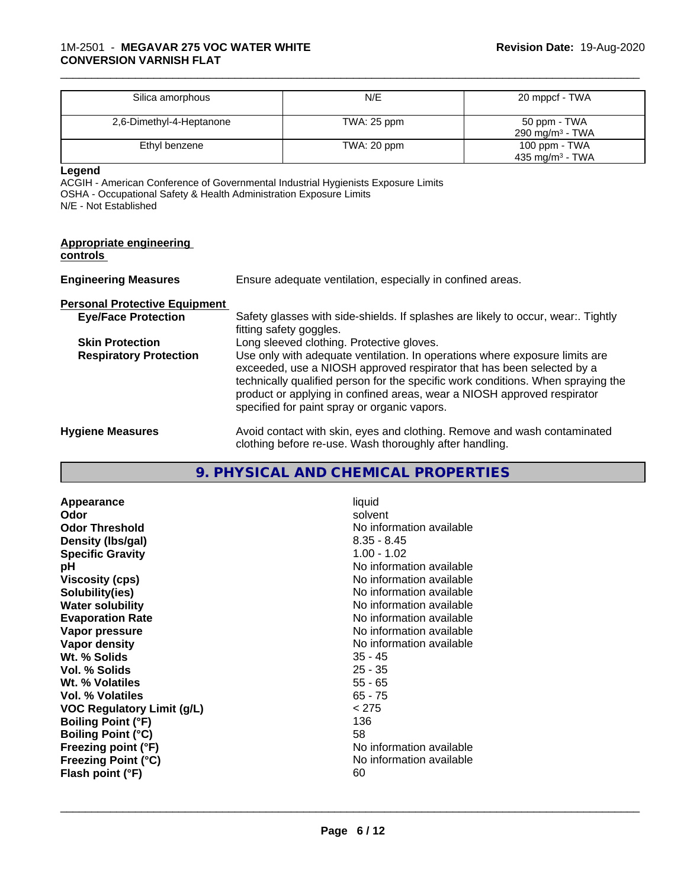| Silica amorphous | N/E | 20 mppcf - TWA |
|---|---|---|
| 2,6-Dimethyl-4-Heptanone | TWA: 25 ppm | 50 ppm - TWA<br>290 mg/m³ - TWA |
| Ethyl benzene | TWA: 20 ppm | 100 ppm - TWA<br>435 mg/m³ - TWA |

**Legend**

ACGIH - American Conference of Governmental Industrial Hygienists Exposure Limits
OSHA - Occupational Safety & Health Administration Exposure Limits
N/E - Not Established

**Appropriate engineering controls**

**Engineering Measures** Ensure adequate ventilation, especially in confined areas.

**Personal Protective Equipment**

**Eye/Face Protection** Safety glasses with side-shields. If splashes are likely to occur, wear:. Tightly fitting safety goggles.

**Skin Protection** Long sleeved clothing. Protective gloves.

**Respiratory Protection** Use only with adequate ventilation. In operations where exposure limits are exceeded, use a NIOSH approved respirator that has been selected by a technically qualified person for the specific work conditions. When spraying the product or applying in confined areas, wear a NIOSH approved respirator specified for paint spray or organic vapors.

**Hygiene Measures** Avoid contact with skin, eyes and clothing. Remove and wash contaminated clothing before re-use. Wash thoroughly after handling.

## 9. PHYSICAL AND CHEMICAL PROPERTIES

| | |
|---|---|
| **Appearance** | liquid |
| **Odor** | solvent |
| **Odor Threshold** | No information available |
| **Density (lbs/gal)** | 8.35 - 8.45 |
| **Specific Gravity** | 1.00 - 1.02 |
| **pH** | No information available |
| **Viscosity (cps)** | No information available |
| **Solubility(ies)** | No information available |
| **Water solubility** | No information available |
| **Evaporation Rate** | No information available |
| **Vapor pressure** | No information available |
| **Vapor density** | No information available |
| **Wt. % Solids** | 35 - 45 |
| **Vol. % Solids** | 25 - 35 |
| **Wt. % Volatiles** | 55 - 65 |
| **Vol. % Volatiles** | 65 - 75 |
| **VOC Regulatory Limit (g/L)** | < 275 |
| **Boiling Point (°F)** | 136 |
| **Boiling Point (°C)** | 58 |
| **Freezing point (°F)** | No information available |
| **Freezing Point (°C)** | No information available |
| **Flash point (°F)** | 60 |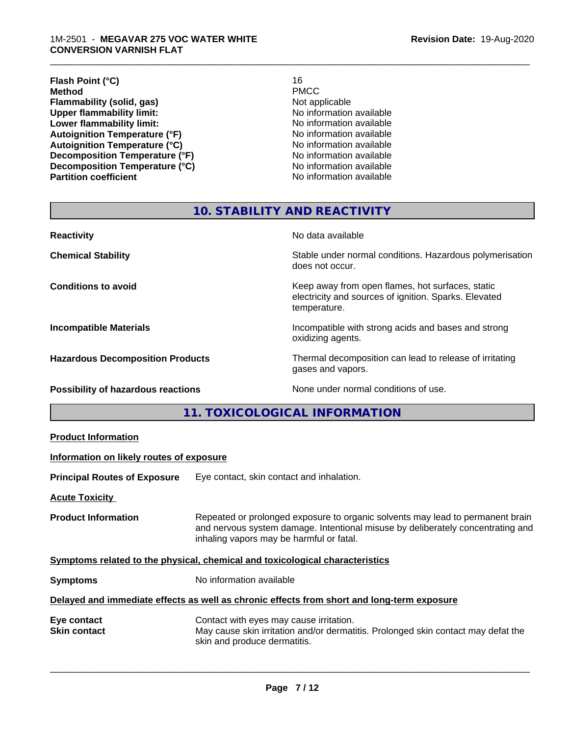| | |
|---|---|
| **Flash Point (°C)** | 16 |
| **Method** | PMCC |
| **Flammability (solid, gas)** | Not applicable |
| **Upper flammability limit:** | No information available |
| **Lower flammability limit:** | No information available |
| **Autoignition Temperature (°F)** | No information available |
| **Autoignition Temperature (°C)** | No information available |
| **Decomposition Temperature (°F)** | No information available |
| **Decomposition Temperature (°C)** | No information available |
| **Partition coefficient** | No information available |

## 10. STABILITY AND REACTIVITY

| | |
|---|---|
| **Reactivity** | No data available |
| **Chemical Stability** | Stable under normal conditions. Hazardous polymerisation does not occur. |
| **Conditions to avoid** | Keep away from open flames, hot surfaces, static electricity and sources of ignition. Sparks. Elevated temperature. |
| **Incompatible Materials** | Incompatible with strong acids and bases and strong oxidizing agents. |
| **Hazardous Decomposition Products** | Thermal decomposition can lead to release of irritating gases and vapors. |
| **Possibility of hazardous reactions** | None under normal conditions of use. |

## 11. TOXICOLOGICAL INFORMATION

**Product Information**

**Information on likely routes of exposure**

**Principal Routes of Exposure** Eye contact, skin contact and inhalation.

**Acute Toxicity**

**Product Information** Repeated or prolonged exposure to organic solvents may lead to permanent brain and nervous system damage. Intentional misuse by deliberately concentrating and inhaling vapors may be harmful or fatal.

**Symptoms related to the physical, chemical and toxicological characteristics**

**Symptoms** No information available

**Delayed and immediate effects as well as chronic effects from short and long-term exposure**

**Eye contact** Contact with eyes may cause irritation.

**Skin contact** May cause skin irritation and/or dermatitis. Prolonged skin contact may defat the skin and produce dermatitis.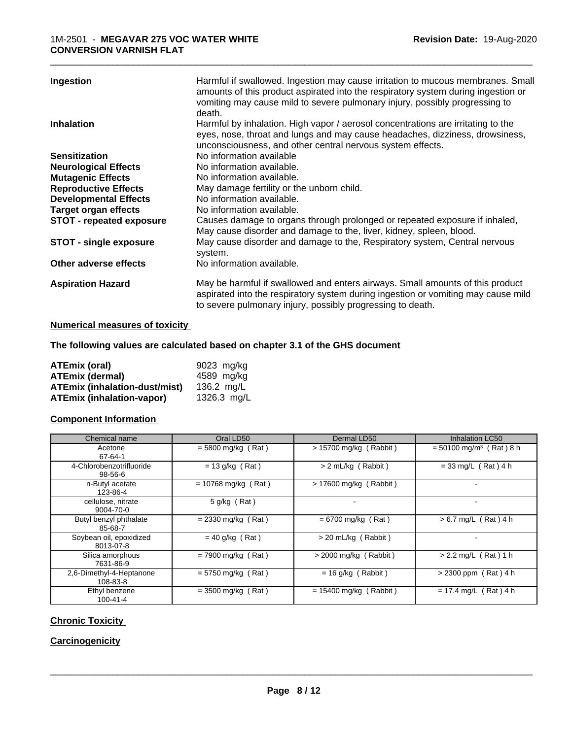| | |
|---|---|
| **Ingestion** | Harmful if swallowed. Ingestion may cause irritation to mucous membranes. Small amounts of this product aspirated into the respiratory system during ingestion or vomiting may cause mild to severe pulmonary injury, possibly progressing to death. |
| **Inhalation** | Harmful by inhalation. High vapor / aerosol concentrations are irritating to the eyes, nose, throat and lungs and may cause headaches, dizziness, drowsiness, unconsciousness, and other central nervous system effects. |
| **Sensitization** | No information available |
| **Neurological Effects** | No information available. |
| **Mutagenic Effects** | No information available. |
| **Reproductive Effects** | May damage fertility or the unborn child. |
| **Developmental Effects** | No information available. |
| **Target organ effects** | No information available. |
| **STOT - repeated exposure** | Causes damage to organs through prolonged or repeated exposure if inhaled, May cause disorder and damage to the, liver, kidney, spleen, blood. |
| **STOT - single exposure** | May cause disorder and damage to the, Respiratory system, Central nervous system. |
| **Other adverse effects** | No information available. |
| **Aspiration Hazard** | May be harmful if swallowed and enters airways. Small amounts of this product aspirated into the respiratory system during ingestion or vomiting may cause mild to severe pulmonary injury, possibly progressing to death. |

## Numerical measures of toxicity

**The following values are calculated based on chapter 3.1 of the GHS document**

| | |
|---|---|
| **ATEmix (oral)** | 9023 mg/kg |
| **ATEmix (dermal)** | 4589 mg/kg |
| **ATEmix (inhalation-dust/mist)** | 136.2 mg/L |
| **ATEmix (inhalation-vapor)** | 1326.3 mg/L |

## Component Information

| Chemical name | Oral LD50 | Dermal LD50 | Inhalation LC50 |
|---|---|---|---|
| Acetone<br>67-64-1 | = 5800 mg/kg ( Rat ) | > 15700 mg/kg ( Rabbit ) | = 50100 mg/m³ ( Rat ) 8 h |
| 4-Chlorobenzotrifluoride<br>98-56-6 | = 13 g/kg ( Rat ) | > 2 mL/kg ( Rabbit ) | = 33 mg/L ( Rat ) 4 h |
| n-Butyl acetate<br>123-86-4 | = 10768 mg/kg ( Rat ) | > 17600 mg/kg ( Rabbit ) | - |
| cellulose, nitrate<br>9004-70-0 | 5 g/kg ( Rat ) | - | - |
| Butyl benzyl phthalate<br>85-68-7 | = 2330 mg/kg ( Rat ) | = 6700 mg/kg ( Rat ) | > 6.7 mg/L ( Rat ) 4 h |
| Soybean oil, epoxidized<br>8013-07-8 | = 40 g/kg ( Rat ) | > 20 mL/kg ( Rabbit ) | - |
| Silica amorphous<br>7631-86-9 | = 7900 mg/kg ( Rat ) | > 2000 mg/kg ( Rabbit ) | > 2.2 mg/L ( Rat ) 1 h |
| 2,6-Dimethyl-4-Heptanone<br>108-83-8 | = 5750 mg/kg ( Rat ) | = 16 g/kg ( Rabbit ) | > 2300 ppm ( Rat ) 4 h |
| Ethyl benzene<br>100-41-4 | = 3500 mg/kg ( Rat ) | = 15400 mg/kg ( Rabbit ) | = 17.4 mg/L ( Rat ) 4 h |

## Chronic Toxicity

## Carcinogenicity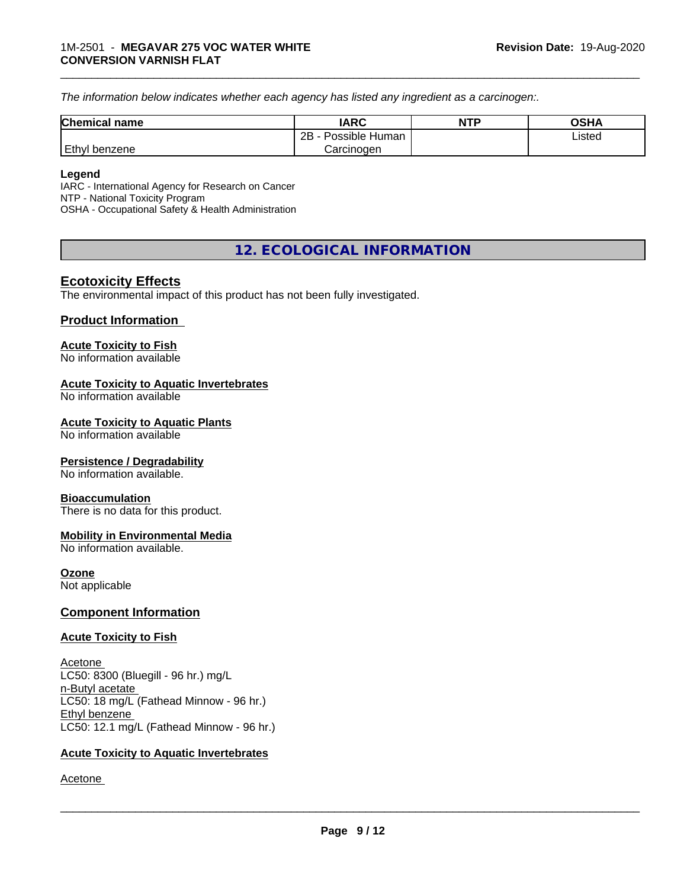*The information below indicates whether each agency has listed any ingredient as a carcinogen:.*

| Chemical name | IARC | NTP | OSHA |
|---|---|---|---|
| Ethyl benzene | 2B - Possible Human Carcinogen | | Listed |

**Legend**
IARC - International Agency for Research on Cancer
NTP - National Toxicity Program
OSHA - Occupational Safety & Health Administration

## 12. ECOLOGICAL INFORMATION

### Ecotoxicity Effects
The environmental impact of this product has not been fully investigated.

### Product Information

**Acute Toxicity to Fish**
No information available

**Acute Toxicity to Aquatic Invertebrates**
No information available

**Acute Toxicity to Aquatic Plants**
No information available

**Persistence / Degradability**
No information available.

**Bioaccumulation**
There is no data for this product.

**Mobility in Environmental Media**
No information available.

**Ozone**
Not applicable

### Component Information

**Acute Toxicity to Fish**

Acetone
LC50: 8300 (Bluegill - 96 hr.) mg/L
n-Butyl acetate
LC50: 18 mg/L (Fathead Minnow - 96 hr.)
Ethyl benzene
LC50: 12.1 mg/L (Fathead Minnow - 96 hr.)

**Acute Toxicity to Aquatic Invertebrates**

Acetone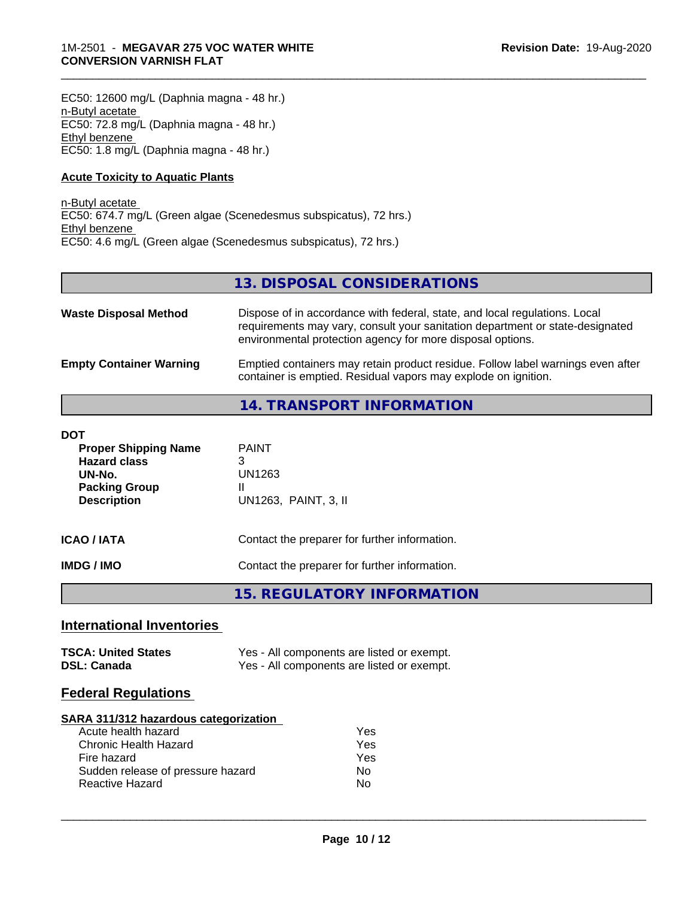EC50: 12600 mg/L (Daphnia magna - 48 hr.)
n-Butyl acetate
EC50: 72.8 mg/L (Daphnia magna - 48 hr.)
Ethyl benzene
EC50: 1.8 mg/L (Daphnia magna - 48 hr.)

**Acute Toxicity to Aquatic Plants**

n-Butyl acetate
EC50: 674.7 mg/L (Green algae (Scenedesmus subspicatus), 72 hrs.)
Ethyl benzene
EC50: 4.6 mg/L (Green algae (Scenedesmus subspicatus), 72 hrs.)

## 13. DISPOSAL CONSIDERATIONS

**Waste Disposal Method** — Dispose of in accordance with federal, state, and local regulations. Local requirements may vary, consult your sanitation department or state-designated environmental protection agency for more disposal options.

**Empty Container Warning** — Emptied containers may retain product residue. Follow label warnings even after container is emptied. Residual vapors may explode on ignition.

## 14. TRANSPORT INFORMATION

**DOT**

| | |
|---|---|
| **Proper Shipping Name** | PAINT |
| **Hazard class** | 3 |
| **UN-No.** | UN1263 |
| **Packing Group** | II |
| **Description** | UN1263, PAINT, 3, II |

**ICAO / IATA** — Contact the preparer for further information.

**IMDG / IMO** — Contact the preparer for further information.

## 15. REGULATORY INFORMATION

### International Inventories

| | |
|---|---|
| **TSCA: United States** | Yes - All components are listed or exempt. |
| **DSL: Canada** | Yes - All components are listed or exempt. |

### Federal Regulations

**SARA 311/312 hazardous categorization**

| | |
|---|---|
| Acute health hazard | Yes |
| Chronic Health Hazard | Yes |
| Fire hazard | Yes |
| Sudden release of pressure hazard | No |
| Reactive Hazard | No |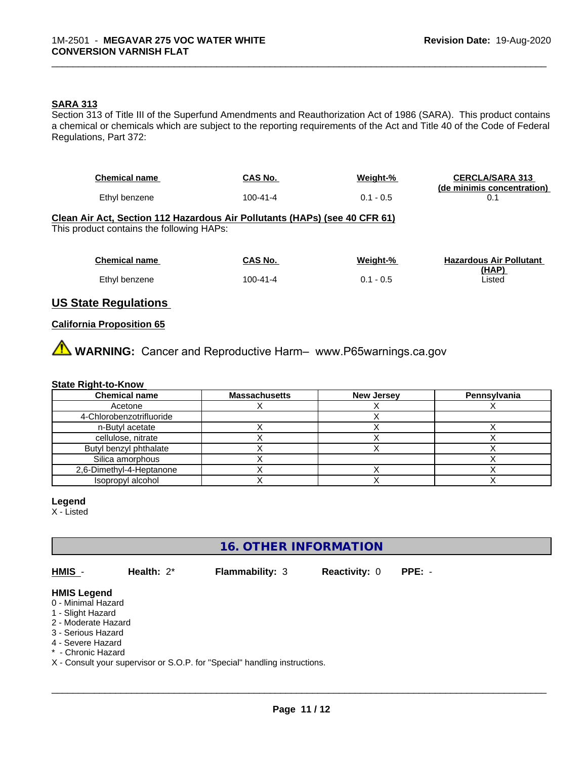**SARA 313**

Section 313 of Title III of the Superfund Amendments and Reauthorization Act of 1986 (SARA). This product contains a chemical or chemicals which are subject to the reporting requirements of the Act and Title 40 of the Code of Federal Regulations, Part 372:

| Chemical name | CAS No. | Weight-% | CERCLA/SARA 313 (de minimis concentration) |
|---|---|---|---|
| Ethyl benzene | 100-41-4 | 0.1 - 0.5 | 0.1 |

**Clean Air Act, Section 112 Hazardous Air Pollutants (HAPs) (see 40 CFR 61)**

This product contains the following HAPs:

| Chemical name | CAS No. | Weight-% | Hazardous Air Pollutant (HAP) |
|---|---|---|---|
| Ethyl benzene | 100-41-4 | 0.1 - 0.5 | Listed |

## US State Regulations

**California Proposition 65**

⚠ **WARNING:** Cancer and Reproductive Harm– www.P65warnings.ca.gov

**State Right-to-Know**

| Chemical name | Massachusetts | New Jersey | Pennsylvania |
|---|---|---|---|
| Acetone | X | X | X |
| 4-Chlorobenzotrifluoride | | X | |
| n-Butyl acetate | X | X | X |
| cellulose, nitrate | X | X | X |
| Butyl benzyl phthalate | X | X | X |
| Silica amorphous | X | | X |
| 2,6-Dimethyl-4-Heptanone | X | X | X |
| Isopropyl alcohol | X | X | X |

**Legend**

X - Listed

## 16. OTHER INFORMATION

**HMIS** - **Health:** 2* **Flammability:** 3 **Reactivity:** 0 **PPE:** -

**HMIS Legend**

0 - Minimal Hazard
1 - Slight Hazard
2 - Moderate Hazard
3 - Serious Hazard
4 - Severe Hazard
* - Chronic Hazard
X - Consult your supervisor or S.O.P. for "Special" handling instructions.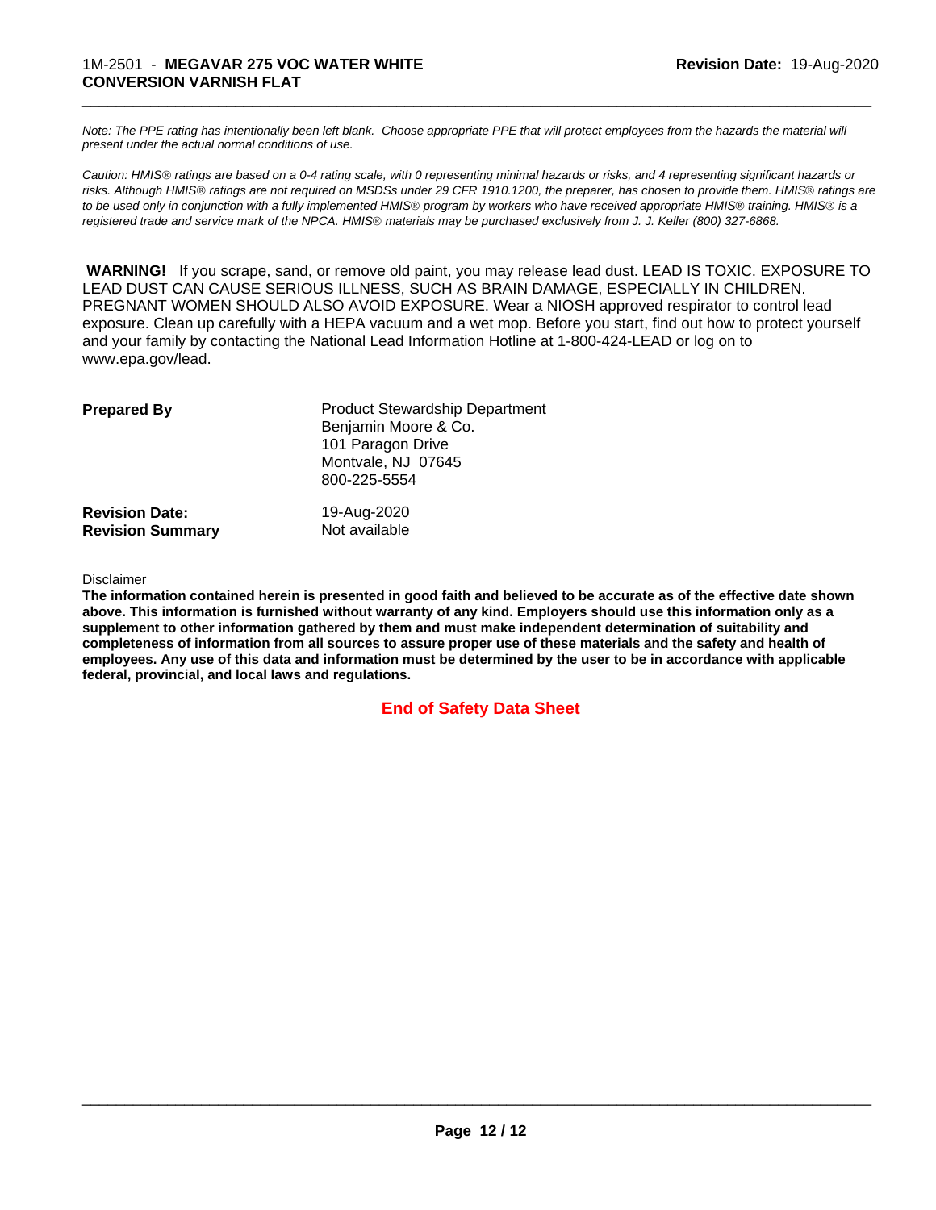*Note: The PPE rating has intentionally been left blank. Choose appropriate PPE that will protect employees from the hazards the material will present under the actual normal conditions of use.*

*Caution: HMIS® ratings are based on a 0-4 rating scale, with 0 representing minimal hazards or risks, and 4 representing significant hazards or risks. Although HMIS® ratings are not required on MSDSs under 29 CFR 1910.1200, the preparer, has chosen to provide them. HMIS® ratings are to be used only in conjunction with a fully implemented HMIS® program by workers who have received appropriate HMIS® training. HMIS® is a registered trade and service mark of the NPCA. HMIS® materials may be purchased exclusively from J. J. Keller (800) 327-6868.*

**WARNING!** If you scrape, sand, or remove old paint, you may release lead dust. LEAD IS TOXIC. EXPOSURE TO LEAD DUST CAN CAUSE SERIOUS ILLNESS, SUCH AS BRAIN DAMAGE, ESPECIALLY IN CHILDREN. PREGNANT WOMEN SHOULD ALSO AVOID EXPOSURE. Wear a NIOSH approved respirator to control lead exposure. Clean up carefully with a HEPA vacuum and a wet mop. Before you start, find out how to protect yourself and your family by contacting the National Lead Information Hotline at 1-800-424-LEAD or log on to www.epa.gov/lead.

| | |
|---|---|
| **Prepared By** | Product Stewardship Department<br>Benjamin Moore & Co.<br>101 Paragon Drive<br>Montvale, NJ 07645<br>800-225-5554 |
| **Revision Date:** | 19-Aug-2020 |
| **Revision Summary** | Not available |

Disclaimer

**The information contained herein is presented in good faith and believed to be accurate as of the effective date shown above. This information is furnished without warranty of any kind. Employers should use this information only as a supplement to other information gathered by them and must make independent determination of suitability and completeness of information from all sources to assure proper use of these materials and the safety and health of employees. Any use of this data and information must be determined by the user to be in accordance with applicable federal, provincial, and local laws and regulations.**

**End of Safety Data Sheet**